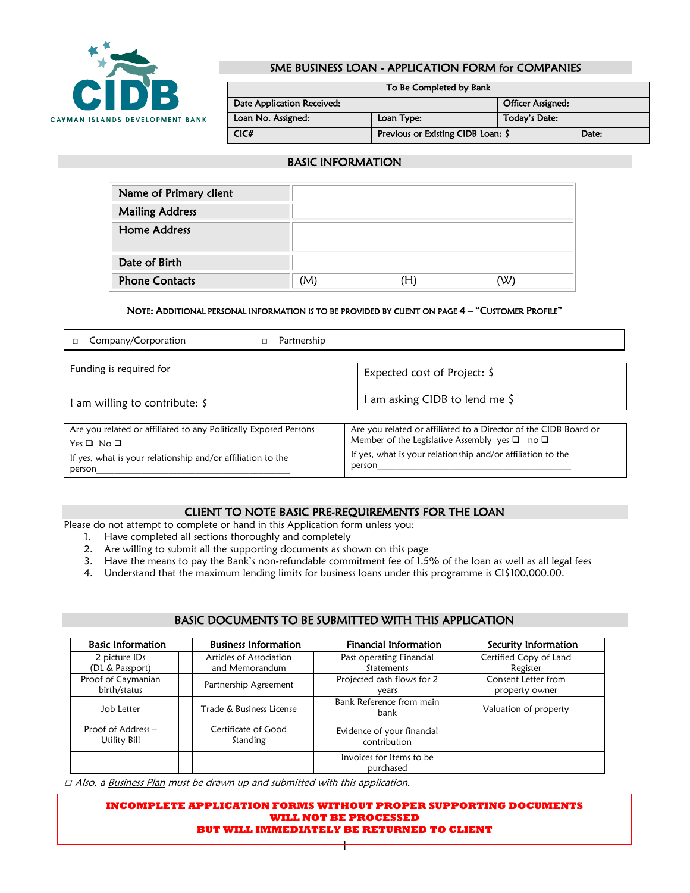CIDB

CAYMAN ISLANDS DEVELOPMENT BANK

## SME BUSINESS LOAN - APPLICATION FORM for COMPANIES

| To Be Completed by Bank | | |
|---|---|---|
| Date Application Received: | | Officer Assigned: |
| Loan No. Assigned: | Loan Type: | Today's Date: |
| CIC# | Previous or Existing CIDB Loan: $ | Date: |

## BASIC INFORMATION

| | | | |
|---|---|---|---|
| Name of Primary client | | | |
| Mailing Address | | | |
| Home Address | | | |
| Date of Birth | | | |
| Phone Contacts | (M) | (H) | (W) |

NOTE: ADDITIONAL PERSONAL INFORMATION IS TO BE PROVIDED BY CLIENT ON PAGE 4 – "CUSTOMER PROFILE"

☐ Company/Corporation ☐ Partnership

| | |
|---|---|
| Funding is required for | Expected cost of Project: $ |
| I am willing to contribute: $ | I am asking CIDB to lend me $ |

| | |
|---|---|
| Are you related or affiliated to any Politically Exposed Persons<br>Yes ❑ No ❑<br>If yes, what is your relationship and/or affiliation to the person\_\_\_\_\_\_\_\_\_\_\_\_\_\_\_\_\_\_\_\_\_\_\_\_\_\_\_\_\_\_\_\_\_\_\_\_\_\_\_\_ | Are you related or affiliated to a Director of the CIDB Board or Member of the Legislative Assembly yes ❑ no ❑<br>If yes, what is your relationship and/or affiliation to the person\_\_\_\_\_\_\_\_\_\_\_\_\_\_\_\_\_\_\_\_\_\_\_\_\_\_\_\_\_\_\_\_\_\_\_\_\_\_\_\_ |

## CLIENT TO NOTE BASIC PRE-REQUIREMENTS FOR THE LOAN

Please do not attempt to complete or hand in this Application form unless you:

1. Have completed all sections thoroughly and completely
2. Are willing to submit all the supporting documents as shown on this page
3. Have the means to pay the Bank's non-refundable commitment fee of 1.5% of the loan as well as all legal fees
4. Understand that the maximum lending limits for business loans under this programme is CI$100,000.00.

## BASIC DOCUMENTS TO BE SUBMITTED WITH THIS APPLICATION

| Basic Information | | Business Information | | Financial Information | | Security Information | |
|---|---|---|---|---|---|---|---|
| 2 picture IDs (DL & Passport) | | Articles of Association and Memorandum | | Past operating Financial Statements | | Certified Copy of Land Register | |
| Proof of Caymanian birth/status | | Partnership Agreement | | Projected cash flows for 2 years | | Consent Letter from property owner | |
| Job Letter | | Trade & Business License | | Bank Reference from main bank | | Valuation of property | |
| Proof of Address – Utility Bill | | Certificate of Good Standing | | Evidence of your financial contribution | | | |
| | | | | Invoices for Items to be purchased | | | |

☐ *Also, a Business Plan must be drawn up and submitted with this application.*

**INCOMPLETE APPLICATION FORMS WITHOUT PROPER SUPPORTING DOCUMENTS WILL NOT BE PROCESSED BUT WILL IMMEDIATELY BE RETURNED TO CLIENT**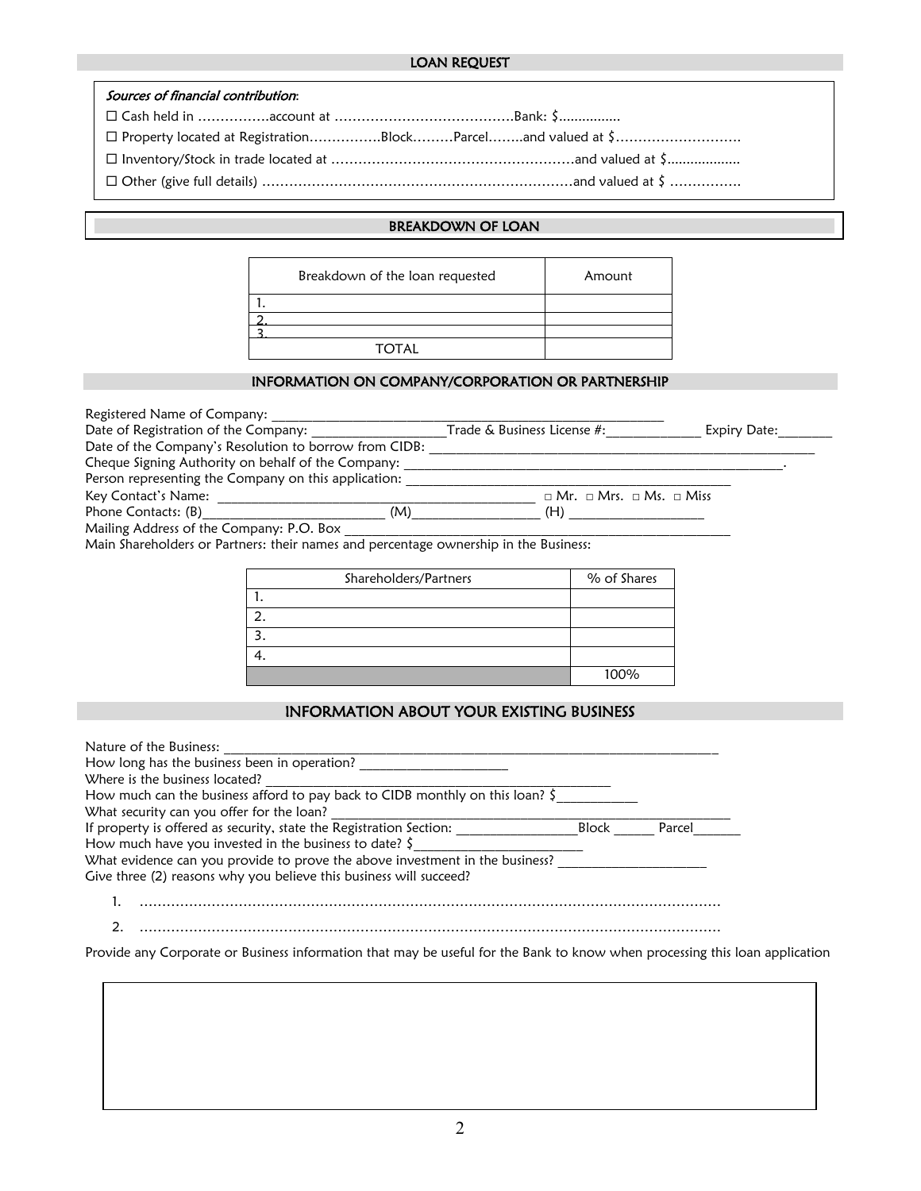## LOAN REQUEST

*Sources of financial contribution*:

☐ Cash held in …………….account at ………………………………….Bank: $................

☐ Property located at Registration…………….Block………Parcel……..and valued at $……………………….

☐ Inventory/Stock in trade located at ………………………………………………and valued at $..................

☐ Other (give full details) ……………………………………………………………and valued at $ …………….

## BREAKDOWN OF LOAN

| Breakdown of the loan requested | Amount |
|---|---|
| 1. | |
| 2. | |
| 3. | |
| TOTAL | |

## INFORMATION ON COMPANY/CORPORATION OR PARTNERSHIP

Registered Name of Company: ____________________________________________________

Date of Registration of the Company: __________________Trade & Business License #:_____________ Expiry Date:_______

Date of the Company's Resolution to borrow from CIDB: ______________________________________________________

Cheque Signing Authority on behalf of the Company: _______________________________________________________.

Person representing the Company on this application: ________________________________________________

Key Contact's Name: ______________________________________________ □ Mr. □ Mrs. □ Ms. □ Miss

Phone Contacts: (B)________________________ (M)_________________ (H) __________________

Mailing Address of the Company: P.O. Box ___________________________________________________________

Main Shareholders or Partners: their names and percentage ownership in the Business:

| Shareholders/Partners | % of Shares |
|---|---|
| 1. | |
| 2. | |
| 3. | |
| 4. | |
| | 100% |

## INFORMATION ABOUT YOUR EXISTING BUSINESS

Nature of the Business: _______________________________________________________________________

How long has the business been in operation? ____________________

Where is the business located? ___________________________________________________

How much can the business afford to pay back to CIDB monthly on this loan? $___________

What security can you offer for the loan? _____________________________________________________

If property is offered as security, state the Registration Section: _________________Block ______ Parcel______

How much have you invested in the business to date? $________________________

What evidence can you provide to prove the above investment in the business? _____________________

Give three (2) reasons why you believe this business will succeed?

1. ……………………………………………………………………………………………………………

2. ……………………………………………………………………………………………………………

Provide any Corporate or Business information that may be useful for the Bank to know when processing this loan application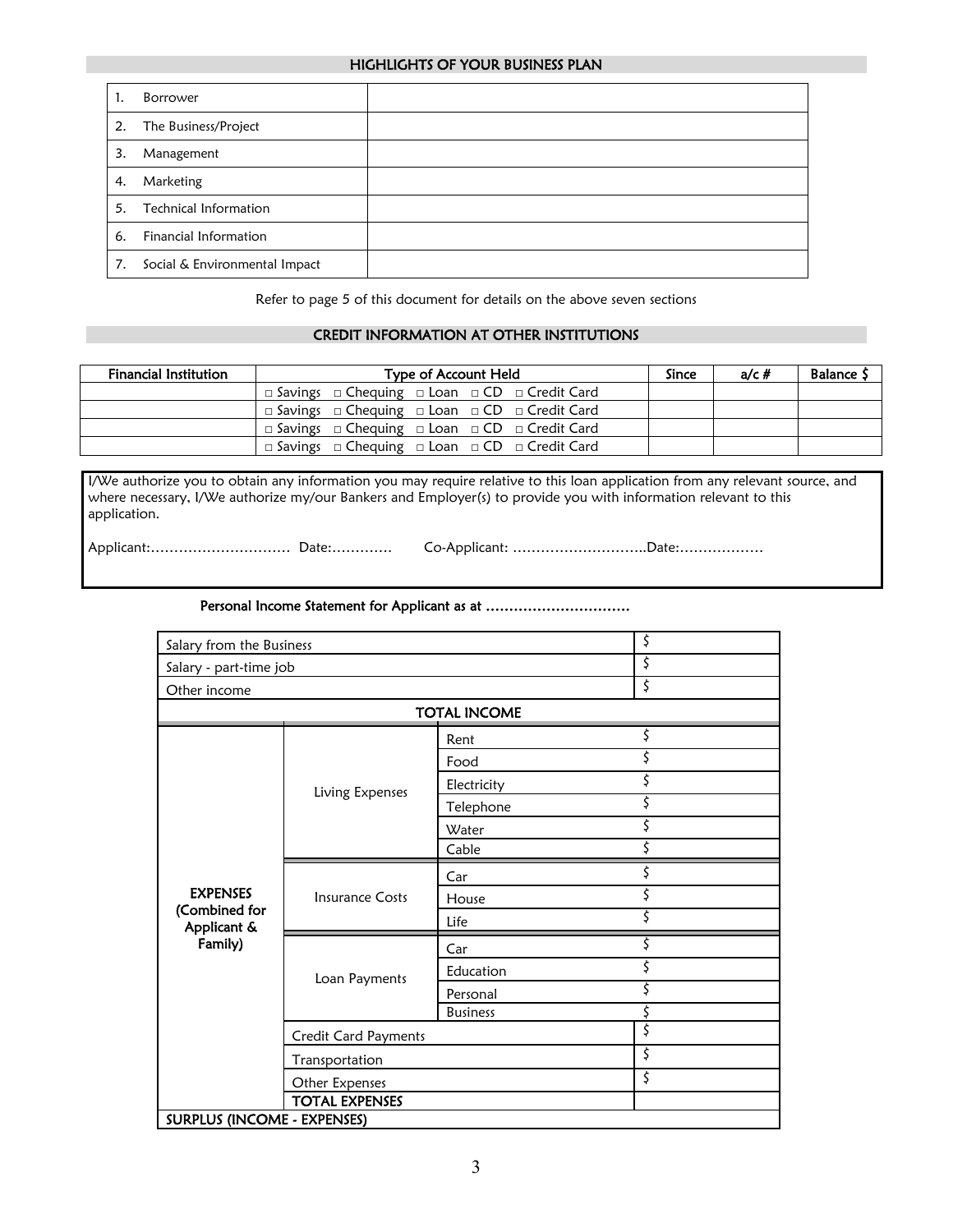## HIGHLIGHTS OF YOUR BUSINESS PLAN

| | |
|---|---|
| 1. Borrower | |
| 2. The Business/Project | |
| 3. Management | |
| 4. Marketing | |
| 5. Technical Information | |
| 6. Financial Information | |
| 7. Social & Environmental Impact | |

Refer to page 5 of this document for details on the above seven sections

## CREDIT INFORMATION AT OTHER INSTITUTIONS

| Financial Institution | Type of Account Held | Since | a/c # | Balance $ |
|---|---|---|---|---|
| | □ Savings □ Chequing □ Loan □ CD □ Credit Card | | | |
| | □ Savings □ Chequing □ Loan □ CD □ Credit Card | | | |
| | □ Savings □ Chequing □ Loan □ CD □ Credit Card | | | |
| | □ Savings □ Chequing □ Loan □ CD □ Credit Card | | | |

I/We authorize you to obtain any information you may require relative to this loan application from any relevant source, and where necessary, I/We authorize my/our Bankers and Employer(s) to provide you with information relevant to this application.

Applicant:………………………… Date:…………  Co-Applicant: ………………………..Date:………………

**Personal Income Statement for Applicant as at …………………………**

| | | | |
|---|---|---|---|
| Salary from the Business | | | $ |
| Salary - part-time job | | | $ |
| Other income | | | $ |
| **TOTAL INCOME** | | | |
| **EXPENSES (Combined for Applicant & Family)** | Living Expenses | Rent | $ |
| | | Food | $ |
| | | Electricity | $ |
| | | Telephone | $ |
| | | Water | $ |
| | | Cable | $ |
| | Insurance Costs | Car | $ |
| | | House | $ |
| | | Life | $ |
| | Loan Payments | Car | $ |
| | | Education | $ |
| | | Personal | $ |
| | | Business | $ |
| | Credit Card Payments | | $ |
| | Transportation | | $ |
| | Other Expenses | | $ |
| | **TOTAL EXPENSES** | | |
| **SURPLUS (INCOME - EXPENSES)** | | | |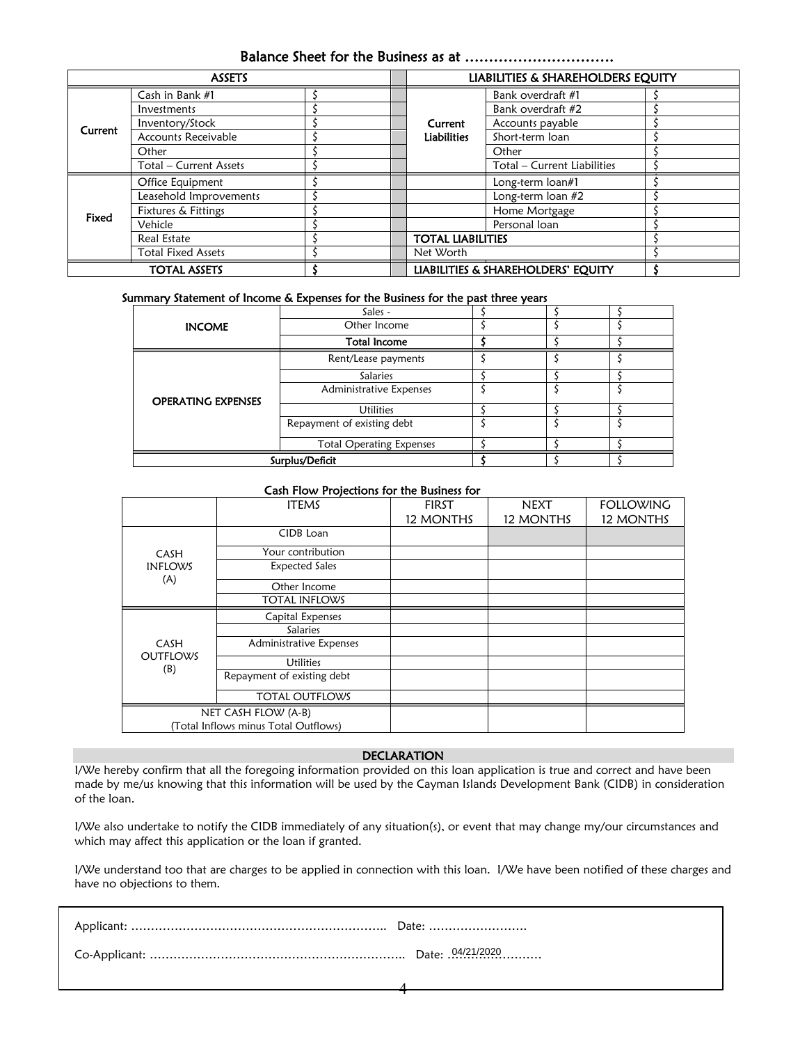## Balance Sheet for the Business as at ………………………….

| ASSETS | | | | LIABILITIES & SHAREHOLDERS EQUITY | | |
|---|---|---|---|---|---|---|
| Current | Cash in Bank #1 | $ | | Current Liabilities | Bank overdraft #1 | $ |
| | Investments | $ | | | Bank overdraft #2 | $ |
| | Inventory/Stock | $ | | | Accounts payable | $ |
| | Accounts Receivable | $ | | | Short-term loan | $ |
| | Other | $ | | | Other | $ |
| | Total – Current Assets | $ | | | Total – Current Liabilities | $ |
| Fixed | Office Equipment | $ | | | Long-term loan#1 | $ |
| | Leasehold Improvements | $ | | | Long-term loan #2 | $ |
| | Fixtures & Fittings | $ | | | Home Mortgage | $ |
| | Vehicle | $ | | | Personal loan | $ |
| | Real Estate | $ | | TOTAL LIABILITIES | | $ |
| | Total Fixed Assets | $ | | Net Worth | | $ |
| TOTAL ASSETS | | $ | | LIABILITIES & SHAREHOLDERS' EQUITY | | $ |

### Summary Statement of Income & Expenses for the Business for the past three years

| | | | | |
|---|---|---|---|---|
| INCOME | Sales - | $ | $ | $ |
| | Other Income | $ | $ | $ |
| | Total Income | $ | $ | $ |
| OPERATING EXPENSES | Rent/Lease payments | $ | $ | $ |
| | Salaries | $ | $ | $ |
| | Administrative Expenses | $ | $ | $ |
| | Utilities | $ | $ | $ |
| | Repayment of existing debt | $ | $ | $ |
| | Total Operating Expenses | $ | $ | $ |
| Surplus/Deficit | | $ | $ | $ |

### Cash Flow Projections for the Business for

| | ITEMS | FIRST 12 MONTHS | NEXT 12 MONTHS | FOLLOWING 12 MONTHS |
|---|---|---|---|---|
| CASH INFLOWS (A) | CIDB Loan | | | |
| | Your contribution | | | |
| | Expected Sales | | | |
| | Other Income | | | |
| | TOTAL INFLOWS | | | |
| CASH OUTFLOWS (B) | Capital Expenses | | | |
| | Salaries | | | |
| | Administrative Expenses | | | |
| | Utilities | | | |
| | Repayment of existing debt | | | |
| | TOTAL OUTFLOWS | | | |
| NET CASH FLOW (A-B) (Total Inflows minus Total Outflows) | | | | |

## DECLARATION

I/We hereby confirm that all the foregoing information provided on this loan application is true and correct and have been made by me/us knowing that this information will be used by the Cayman Islands Development Bank (CIDB) in consideration of the loan.

I/We also undertake to notify the CIDB immediately of any situation(s), or event that may change my/our circumstances and which may affect this application or the loan if granted.

I/We understand too that are charges to be applied in connection with this loan. I/We have been notified of these charges and have no objections to them.

Applicant: ……………………………………………………….. Date: …………………….

Co-Applicant: ……………………………………………………….. Date: 04/21/2020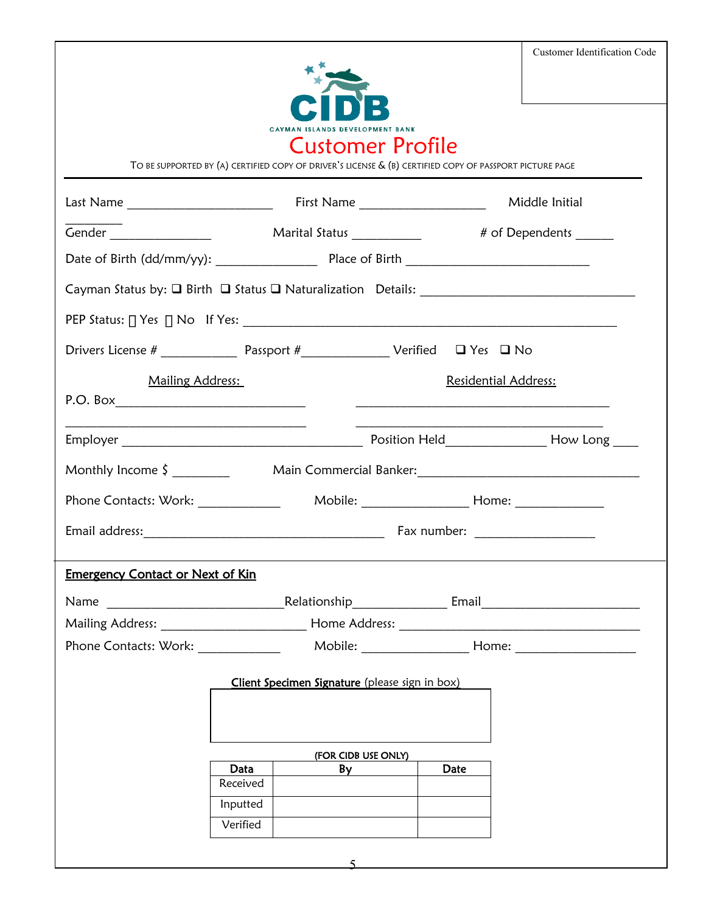Customer Identification Code

CAYMAN ISLANDS DEVELOPMENT BANK

# Customer Profile

TO BE SUPPORTED BY (A) CERTIFIED COPY OF DRIVER'S LICENSE & (B) CERTIFIED COPY OF PASSPORT PICTURE PAGE

Last Name ____________________ First Name __________________ Middle Initial ________

Gender ______________ Marital Status __________ # of Dependents ______

Date of Birth (dd/mm/yy): ______________ Place of Birth __________________________

Cayman Status by: ❑ Birth ❑ Status ❑ Naturalization Details: ______________________________

PEP Status: ▯ Yes ▯ No If Yes: ______________________________________________________

Drivers License # __________ Passport #____________ Verified ❑ Yes ❑ No

Mailing Address:

P.O. Box__________________________

___________________________________

Residential Address:

____________________________________

____________________________________

Employer ___________________________________ Position Held______________ How Long ____

Monthly Income $ ________ Main Commercial Banker:______________________________

Phone Contacts: Work: ___________ Mobile: _______________ Home: ____________

Email address:__________________________________ Fax number: _________________

**Emergency Contact or Next of Kin**

Name _________________________Relationship_____________ Email______________________

Mailing Address: _____________________ Home Address: __________________________________

Phone Contacts: Work: ___________ Mobile: _______________ Home: _________________

**Client Specimen Signature** (please sign in box)

(FOR CIDB USE ONLY)

| Data | By | Date |
|---|---|---|
| Received | | |
| Inputted | | |
| Verified | | |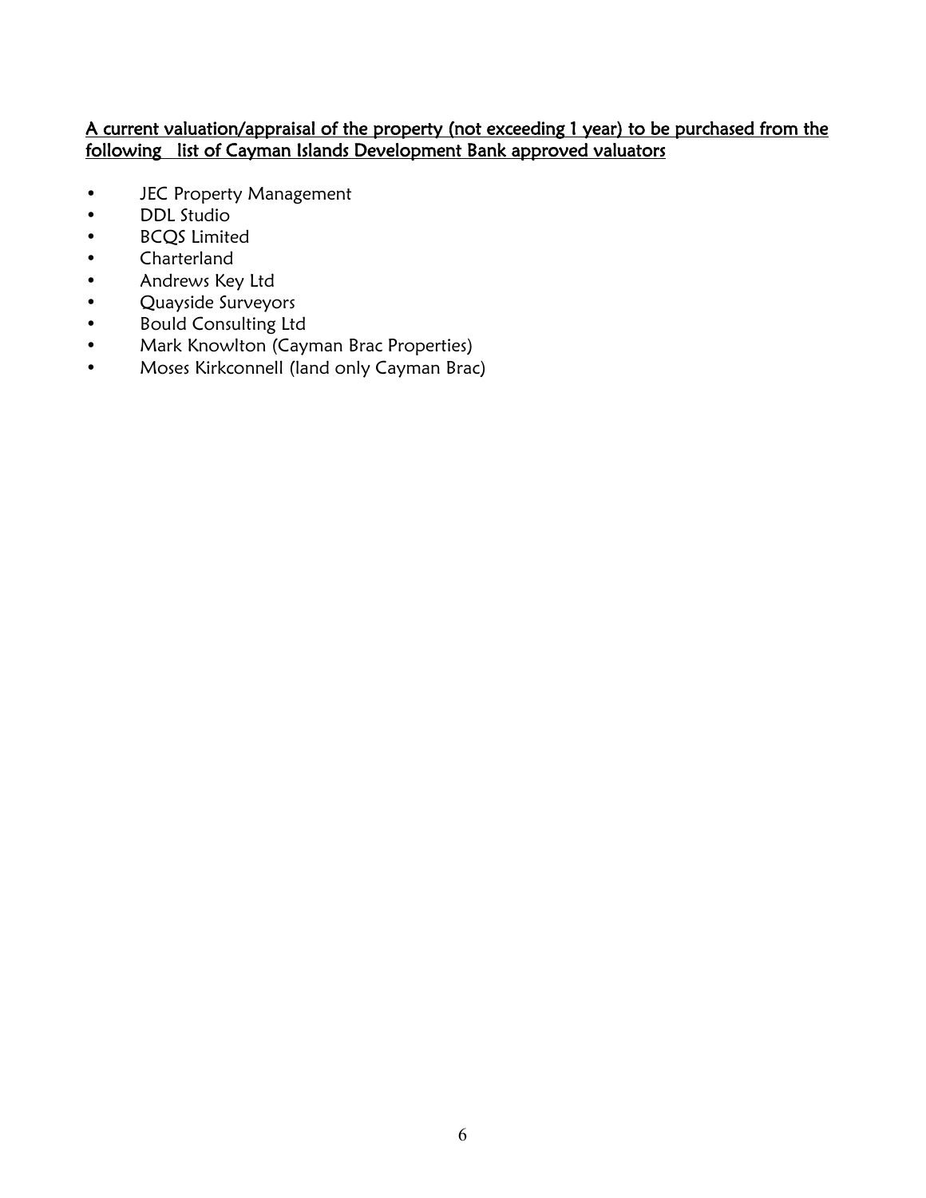**A current valuation/appraisal of the property (not exceeding 1 year) to be purchased from the following list of Cayman Islands Development Bank approved valuators**

- JEC Property Management
- DDL Studio
- BCQS Limited
- Charterland
- Andrews Key Ltd
- Quayside Surveyors
- Bould Consulting Ltd
- Mark Knowlton (Cayman Brac Properties)
- Moses Kirkconnell (land only Cayman Brac)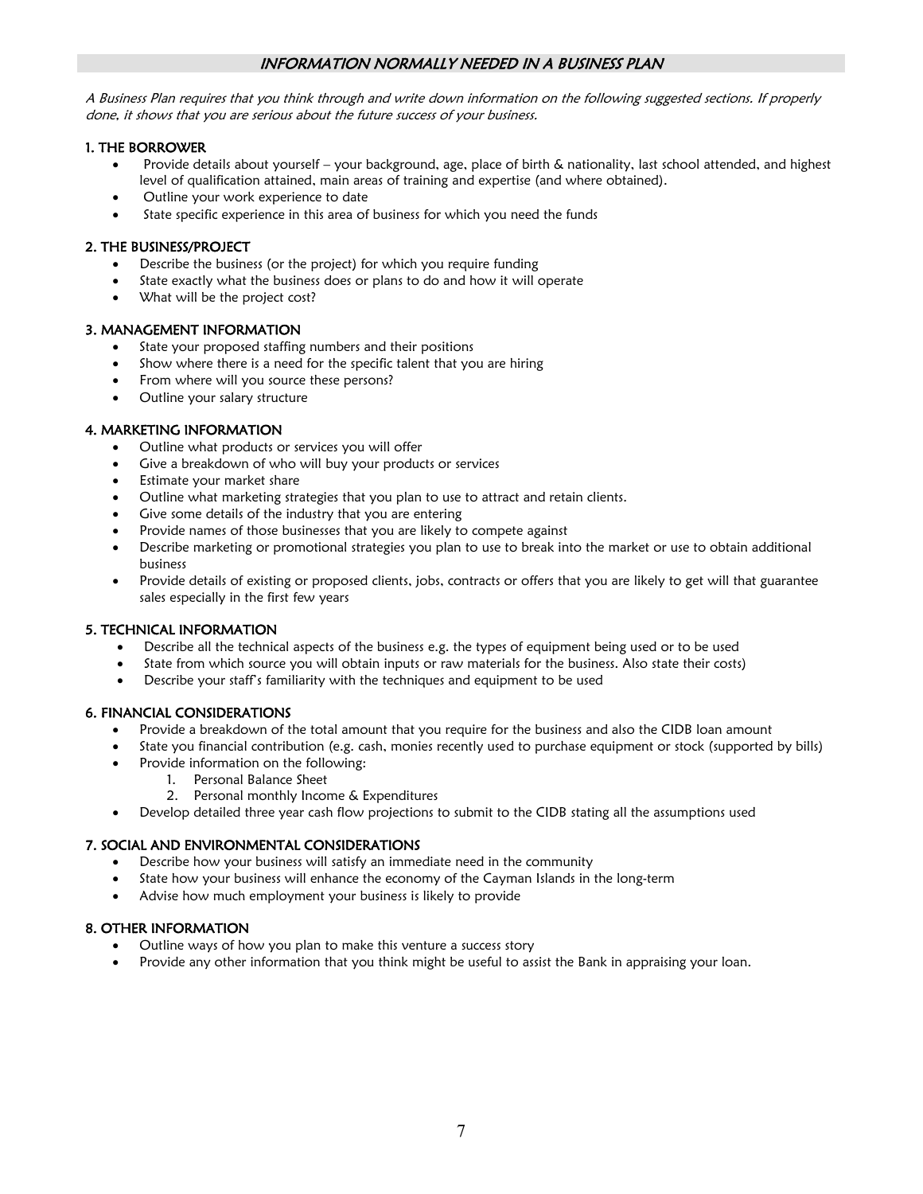## *INFORMATION NORMALLY NEEDED IN A BUSINESS PLAN*

*A Business Plan requires that you think through and write down information on the following suggested sections. If properly done, it shows that you are serious about the future success of your business.*

### 1. THE BORROWER

- Provide details about yourself – your background, age, place of birth & nationality, last school attended, and highest level of qualification attained, main areas of training and expertise (and where obtained).
- Outline your work experience to date
- State specific experience in this area of business for which you need the funds

### 2. THE BUSINESS/PROJECT

- Describe the business (or the project) for which you require funding
- State exactly what the business does or plans to do and how it will operate
- What will be the project cost?

### 3. MANAGEMENT INFORMATION

- State your proposed staffing numbers and their positions
- Show where there is a need for the specific talent that you are hiring
- From where will you source these persons?
- Outline your salary structure

### 4. MARKETING INFORMATION

- Outline what products or services you will offer
- Give a breakdown of who will buy your products or services
- Estimate your market share
- Outline what marketing strategies that you plan to use to attract and retain clients.
- Give some details of the industry that you are entering
- Provide names of those businesses that you are likely to compete against
- Describe marketing or promotional strategies you plan to use to break into the market or use to obtain additional business
- Provide details of existing or proposed clients, jobs, contracts or offers that you are likely to get will that guarantee sales especially in the first few years

### 5. TECHNICAL INFORMATION

- Describe all the technical aspects of the business e.g. the types of equipment being used or to be used
- State from which source you will obtain inputs or raw materials for the business. Also state their costs)
- Describe your staff's familiarity with the techniques and equipment to be used

### 6. FINANCIAL CONSIDERATIONS

- Provide a breakdown of the total amount that you require for the business and also the CIDB loan amount
- State you financial contribution (e.g. cash, monies recently used to purchase equipment or stock (supported by bills)
- Provide information on the following:
  1. Personal Balance Sheet
  2. Personal monthly Income & Expenditures
- Develop detailed three year cash flow projections to submit to the CIDB stating all the assumptions used

### 7. SOCIAL AND ENVIRONMENTAL CONSIDERATIONS

- Describe how your business will satisfy an immediate need in the community
- State how your business will enhance the economy of the Cayman Islands in the long-term
- Advise how much employment your business is likely to provide

### 8. OTHER INFORMATION

- Outline ways of how you plan to make this venture a success story
- Provide any other information that you think might be useful to assist the Bank in appraising your loan.